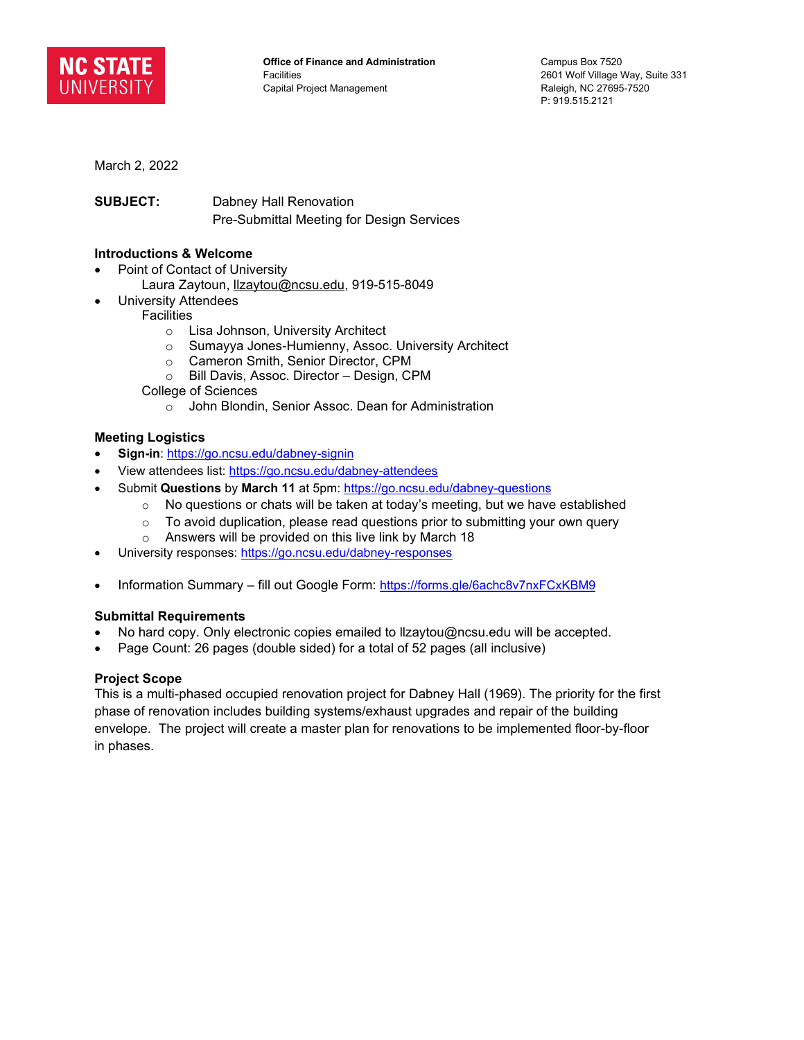NC STATE UNIVERSITY

**Office of Finance and Administration**
Facilities
Capital Project Management

Campus Box 7520
2601 Wolf Village Way, Suite 331
Raleigh, NC 27695-7520
P: 919.515.2121

March 2, 2022

**SUBJECT:** Dabney Hall Renovation
Pre-Submittal Meeting for Design Services

## Introductions & Welcome

- Point of Contact of University
  - Laura Zaytoun, llzaytou@ncsu.edu, 919-515-8049
- University Attendees
  - Facilities
    - Lisa Johnson, University Architect
    - Sumayya Jones-Humienny, Assoc. University Architect
    - Cameron Smith, Senior Director, CPM
    - Bill Davis, Assoc. Director – Design, CPM
  - College of Sciences
    - John Blondin, Senior Assoc. Dean for Administration

## Meeting Logistics

- **Sign-in**: https://go.ncsu.edu/dabney-signin
- View attendees list: https://go.ncsu.edu/dabney-attendees
- Submit **Questions** by **March 11** at 5pm: https://go.ncsu.edu/dabney-questions
  - No questions or chats will be taken at today's meeting, but we have established
  - To avoid duplication, please read questions prior to submitting your own query
  - Answers will be provided on this live link by March 18
- University responses: https://go.ncsu.edu/dabney-responses
- Information Summary – fill out Google Form: https://forms.gle/6achc8v7nxFCxKBM9

## Submittal Requirements

- No hard copy. Only electronic copies emailed to llzaytou@ncsu.edu will be accepted.
- Page Count: 26 pages (double sided) for a total of 52 pages (all inclusive)

## Project Scope

This is a multi-phased occupied renovation project for Dabney Hall (1969). The priority for the first phase of renovation includes building systems/exhaust upgrades and repair of the building envelope. The project will create a master plan for renovations to be implemented floor-by-floor in phases.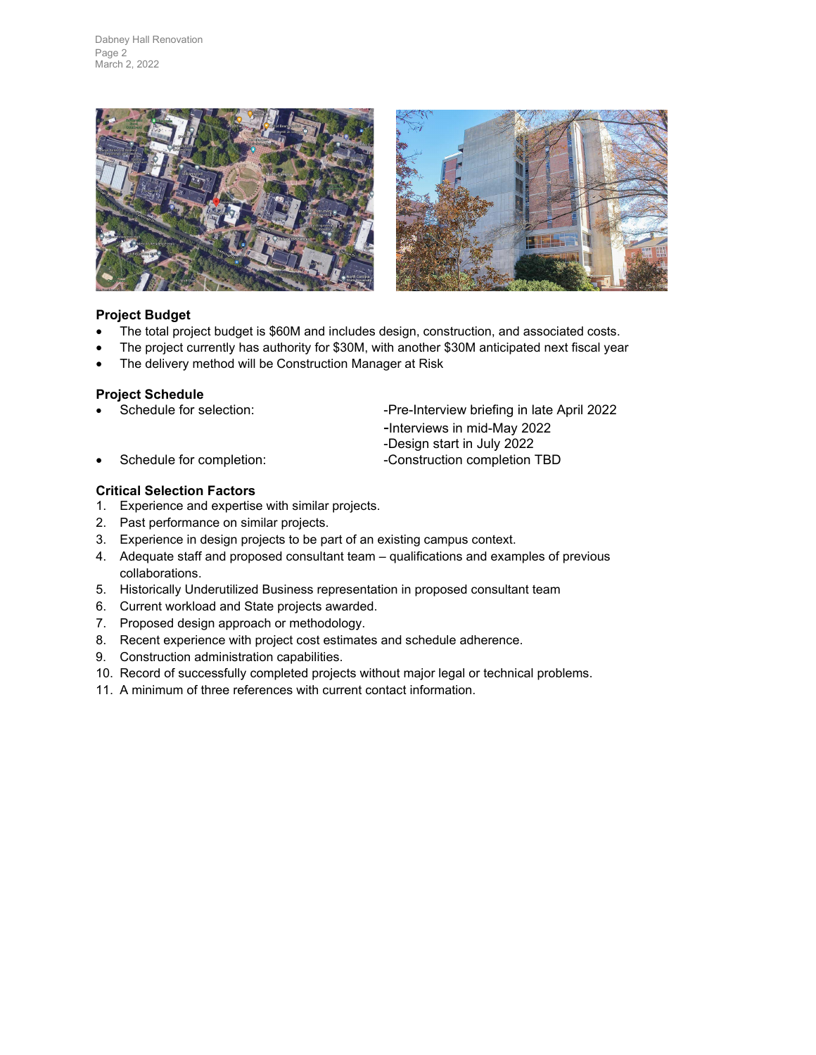## Project Budget

- The total project budget is $60M and includes design, construction, and associated costs.
- The project currently has authority for $30M, with another $30M anticipated next fiscal year
- The delivery method will be Construction Manager at Risk

## Project Schedule

- Schedule for selection: -Pre-Interview briefing in late April 2022
  -Interviews in mid-May 2022
  -Design start in July 2022
- Schedule for completion: -Construction completion TBD

## Critical Selection Factors

1. Experience and expertise with similar projects.
2. Past performance on similar projects.
3. Experience in design projects to be part of an existing campus context.
4. Adequate staff and proposed consultant team – qualifications and examples of previous collaborations.
5. Historically Underutilized Business representation in proposed consultant team
6. Current workload and State projects awarded.
7. Proposed design approach or methodology.
8. Recent experience with project cost estimates and schedule adherence.
9. Construction administration capabilities.
10. Record of successfully completed projects without major legal or technical problems.
11. A minimum of three references with current contact information.